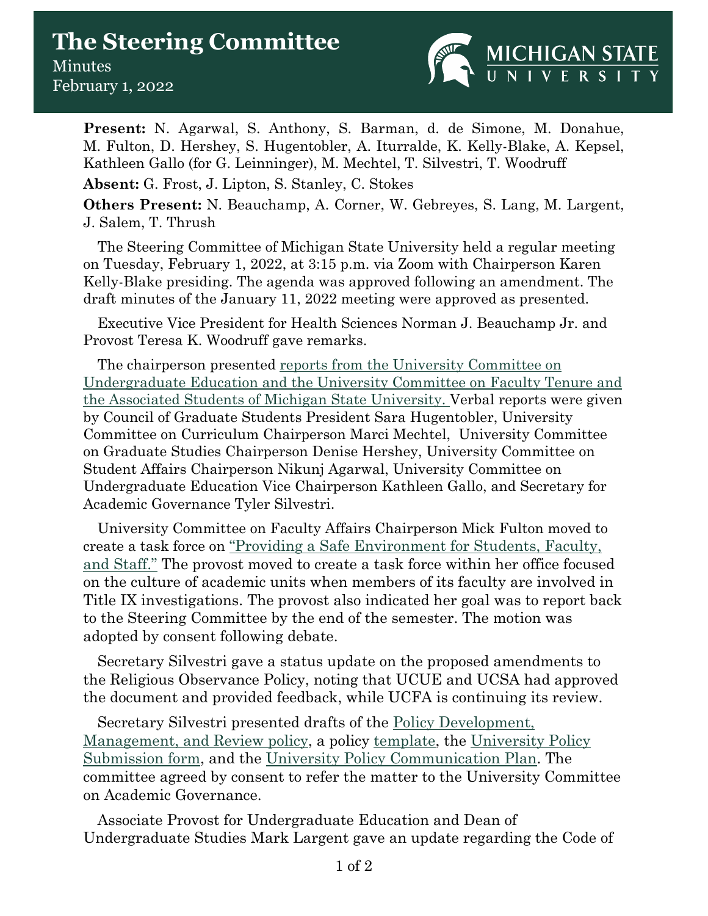# The Steering Committee

Minutes

February 1, 2022

**Present:** N. Agarwal, S. Anthony, S. Barman, d. de Simone, M. Donahue, M. Fulton, D. Hershey, S. Hugentobler, A. Iturralde, K. Kelly-Blake, A. Kepsel, Kathleen Gallo (for G. Leinninger), M. Mechtel, T. Silvestri, T. Woodruff

**Absent:** G. Frost, J. Lipton, S. Stanley, C. Stokes

**Others Present:** N. Beauchamp, A. Corner, W. Gebreyes, S. Lang, M. Largent, J. Salem, T. Thrush

The Steering Committee of Michigan State University held a regular meeting on Tuesday, February 1, 2022, at 3:15 p.m. via Zoom with Chairperson Karen Kelly-Blake presiding. The agenda was approved following an amendment. The draft minutes of the January 11, 2022 meeting were approved as presented.

Executive Vice President for Health Sciences Norman J. Beauchamp Jr. and Provost Teresa K. Woodruff gave remarks.

The chairperson presented reports from the University Committee on Undergraduate Education and the University Committee on Faculty Tenure and the Associated Students of Michigan State University. Verbal reports were given by Council of Graduate Students President Sara Hugentobler, University Committee on Curriculum Chairperson Marci Mechtel, University Committee on Graduate Studies Chairperson Denise Hershey, University Committee on Student Affairs Chairperson Nikunj Agarwal, University Committee on Undergraduate Education Vice Chairperson Kathleen Gallo, and Secretary for Academic Governance Tyler Silvestri.

University Committee on Faculty Affairs Chairperson Mick Fulton moved to create a task force on "Providing a Safe Environment for Students, Faculty, and Staff." The provost moved to create a task force within her office focused on the culture of academic units when members of its faculty are involved in Title IX investigations. The provost also indicated her goal was to report back to the Steering Committee by the end of the semester. The motion was adopted by consent following debate.

Secretary Silvestri gave a status update on the proposed amendments to the Religious Observance Policy, noting that UCUE and UCSA had approved the document and provided feedback, while UCFA is continuing its review.

Secretary Silvestri presented drafts of the Policy Development, Management, and Review policy, a policy template, the University Policy Submission form, and the University Policy Communication Plan. The committee agreed by consent to refer the matter to the University Committee on Academic Governance.

Associate Provost for Undergraduate Education and Dean of Undergraduate Studies Mark Largent gave an update regarding the Code of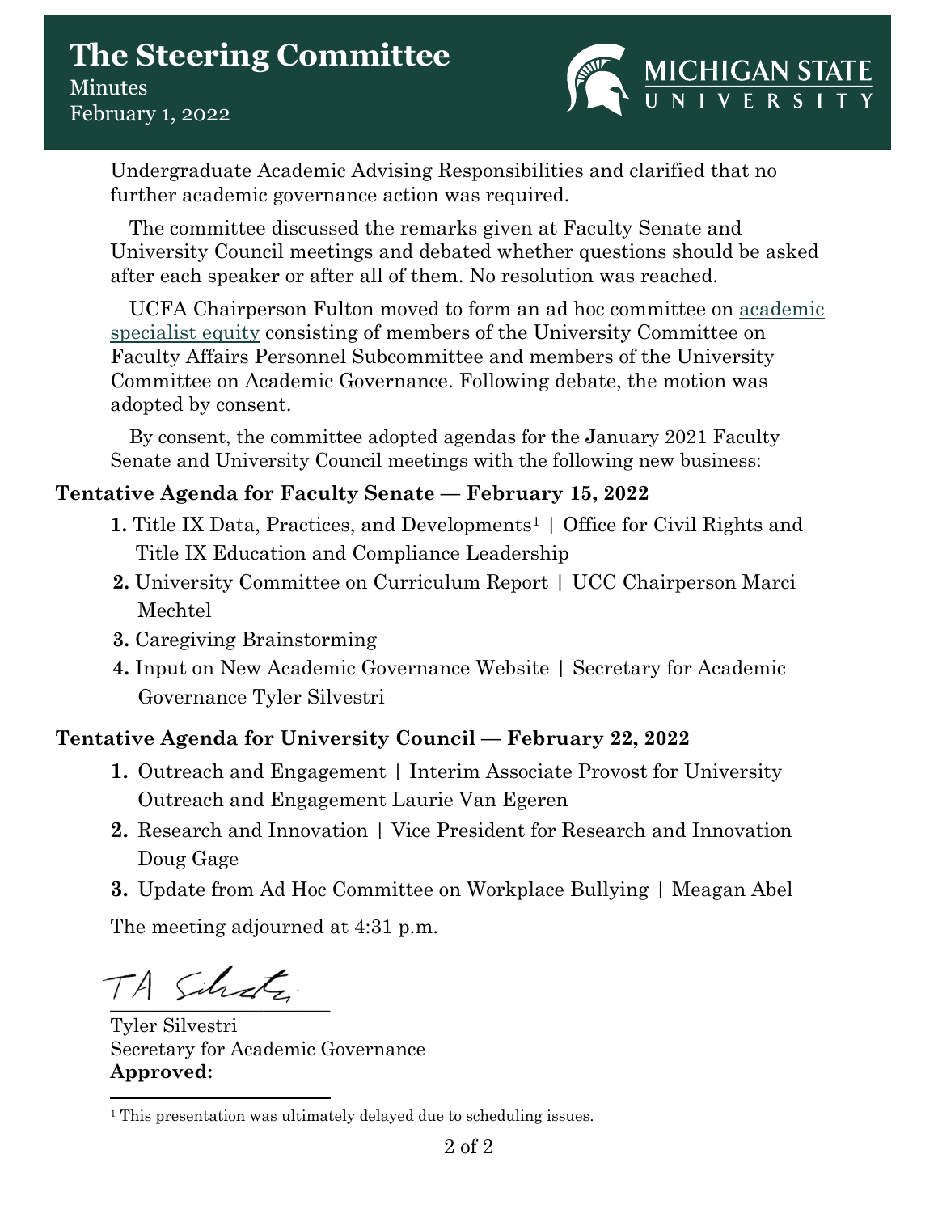Undergraduate Academic Advising Responsibilities and clarified that no further academic governance action was required.

The committee discussed the remarks given at Faculty Senate and University Council meetings and debated whether questions should be asked after each speaker or after all of them. No resolution was reached.

UCFA Chairperson Fulton moved to form an ad hoc committee on academic specialist equity consisting of members of the University Committee on Faculty Affairs Personnel Subcommittee and members of the University Committee on Academic Governance. Following debate, the motion was adopted by consent.

By consent, the committee adopted agendas for the January 2021 Faculty Senate and University Council meetings with the following new business:

### Tentative Agenda for Faculty Senate — February 15, 2022

1. Title IX Data, Practices, and Developments[1] | Office for Civil Rights and Title IX Education and Compliance Leadership
2. University Committee on Curriculum Report | UCC Chairperson Marci Mechtel
3. Caregiving Brainstorming
4. Input on New Academic Governance Website | Secretary for Academic Governance Tyler Silvestri

### Tentative Agenda for University Council — February 22, 2022

1. Outreach and Engagement | Interim Associate Provost for University Outreach and Engagement Laurie Van Egeren
2. Research and Innovation | Vice President for Research and Innovation Doug Gage
3. Update from Ad Hoc Committee on Workplace Bullying | Meagan Abel

The meeting adjourned at 4:31 p.m.

TA Silvestri

Tyler Silvestri
Secretary for Academic Governance
**Approved:**

[1] This presentation was ultimately delayed due to scheduling issues.